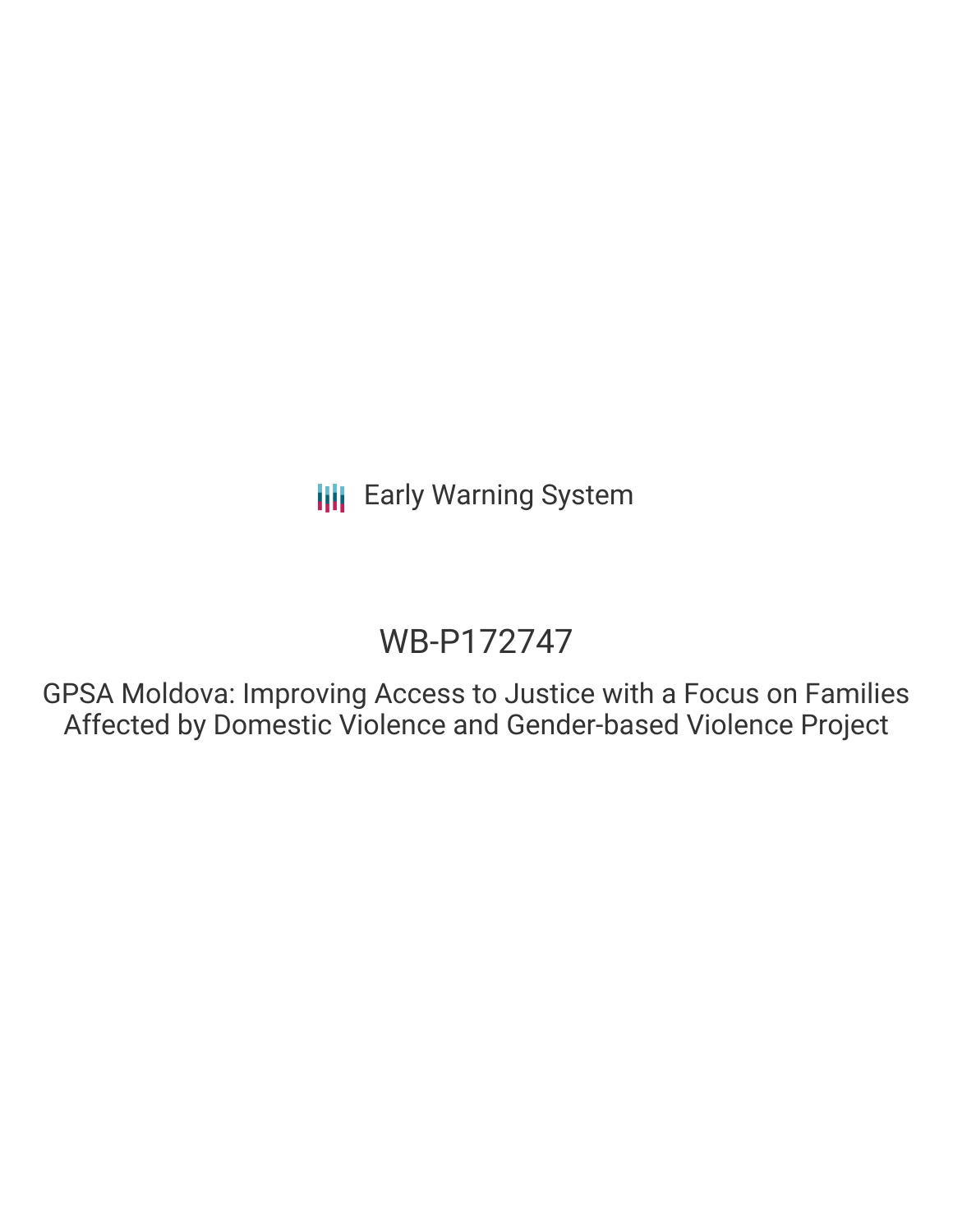Early Warning System

# WB-P172747

## GPSA Moldova: Improving Access to Justice with a Focus on Families Affected by Domestic Violence and Gender-based Violence Project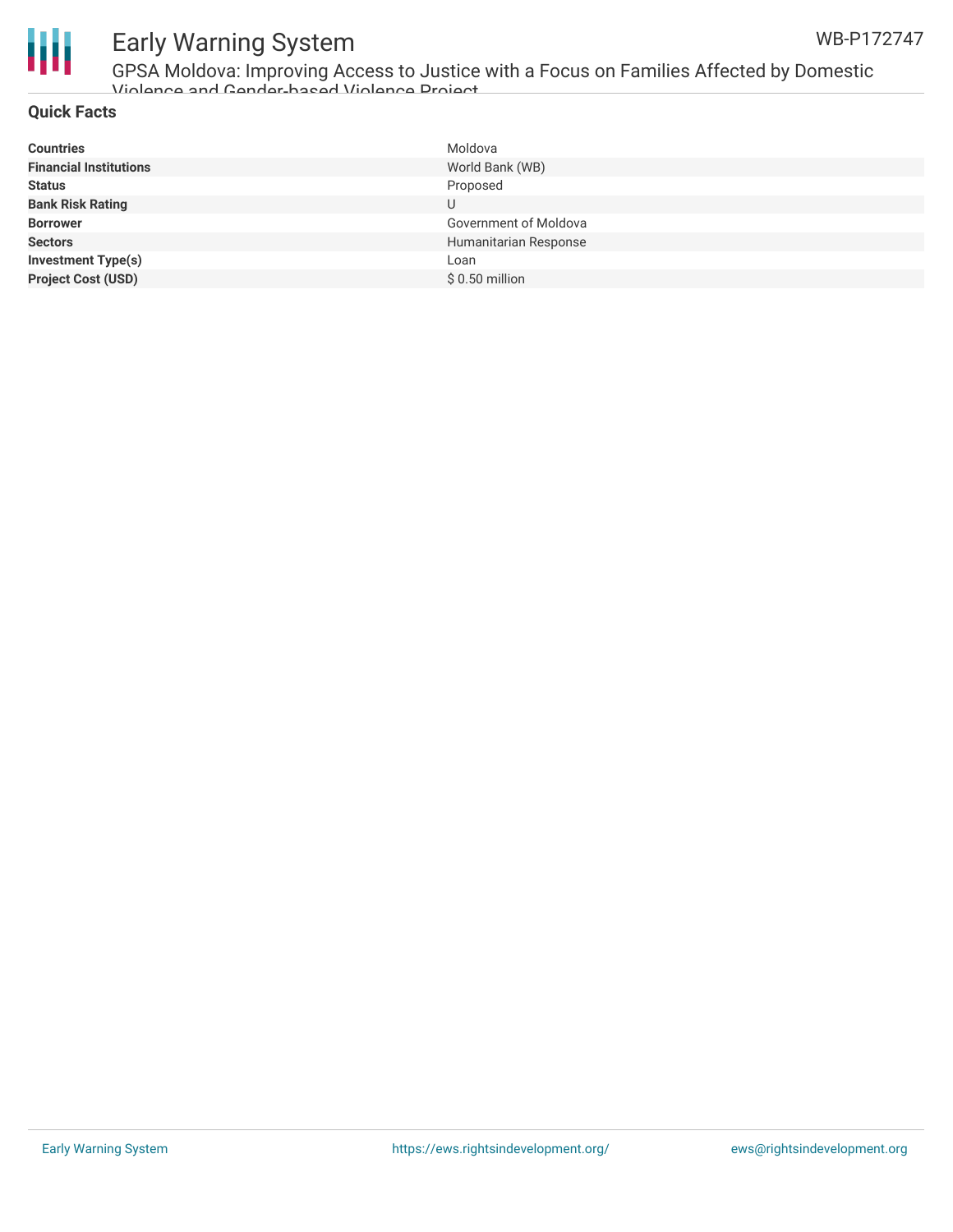## Quick Facts

| | |
|---|---|
| **Countries** | Moldova |
| **Financial Institutions** | World Bank (WB) |
| **Status** | Proposed |
| **Bank Risk Rating** | U |
| **Borrower** | Government of Moldova |
| **Sectors** | Humanitarian Response |
| **Investment Type(s)** | Loan |
| **Project Cost (USD)** | $ 0.50 million |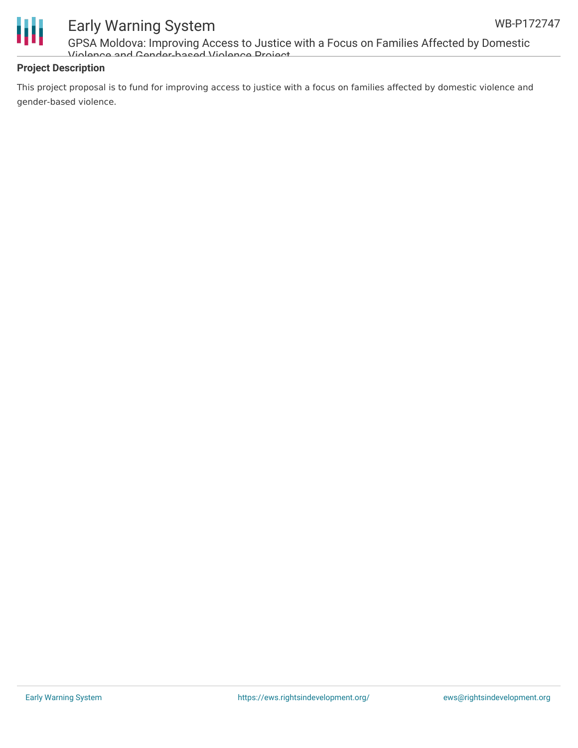## Project Description

This project proposal is to fund for improving access to justice with a focus on families affected by domestic violence and gender-based violence.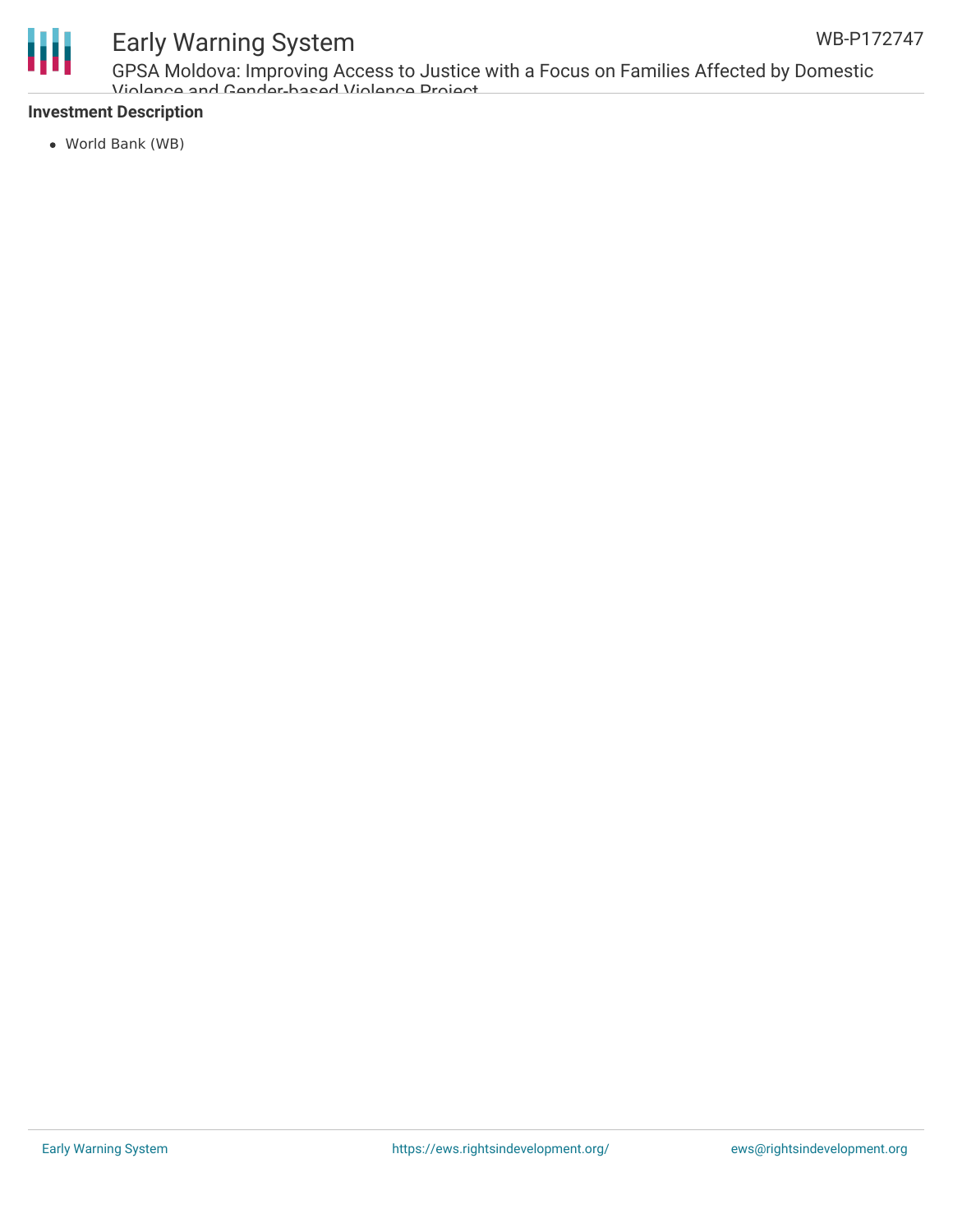**Investment Description**

- World Bank (WB)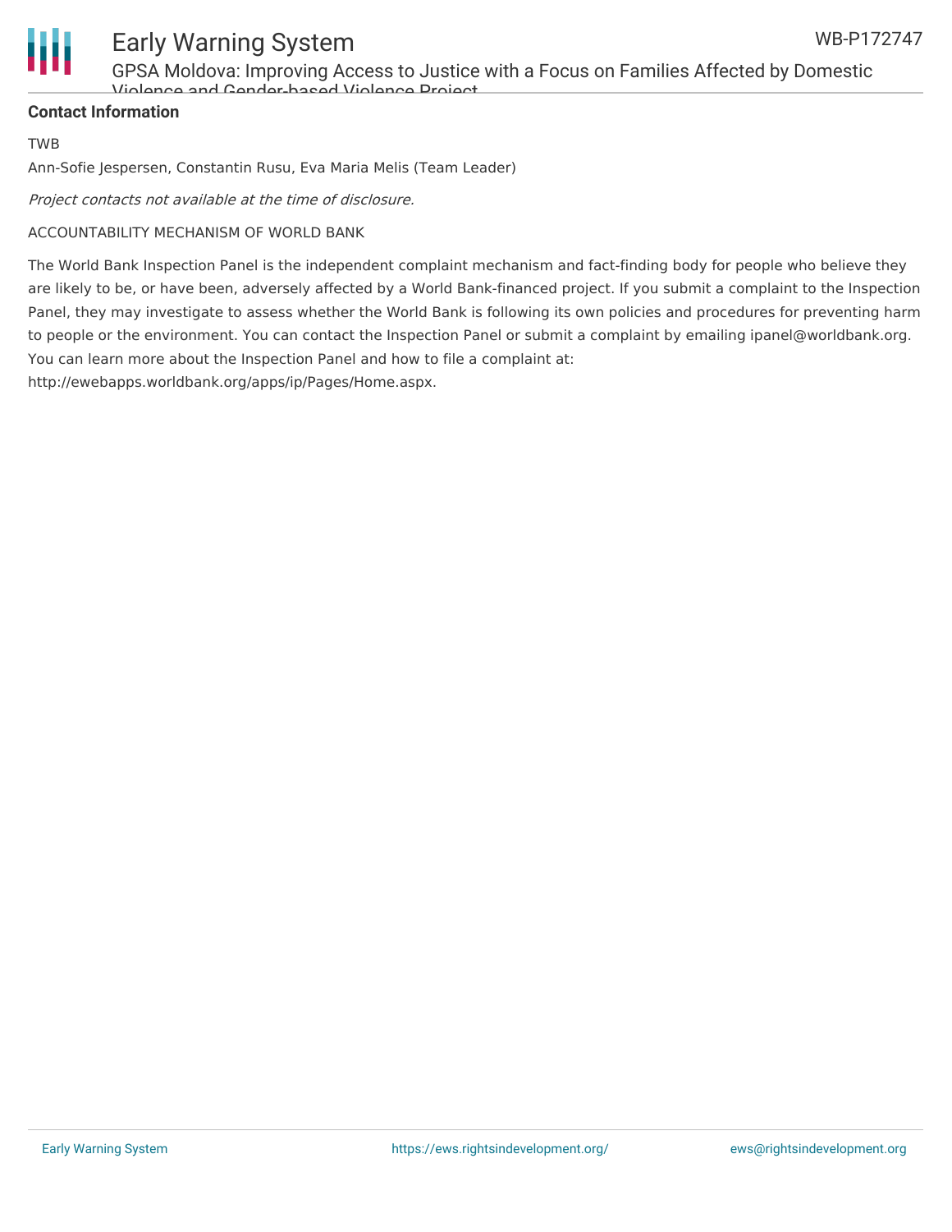**Contact Information**

TWB

Ann-Sofie Jespersen, Constantin Rusu, Eva Maria Melis (Team Leader)

*Project contacts not available at the time of disclosure.*

ACCOUNTABILITY MECHANISM OF WORLD BANK

The World Bank Inspection Panel is the independent complaint mechanism and fact-finding body for people who believe they are likely to be, or have been, adversely affected by a World Bank-financed project. If you submit a complaint to the Inspection Panel, they may investigate to assess whether the World Bank is following its own policies and procedures for preventing harm to people or the environment. You can contact the Inspection Panel or submit a complaint by emailing ipanel@worldbank.org. You can learn more about the Inspection Panel and how to file a complaint at: http://ewebapps.worldbank.org/apps/ip/Pages/Home.aspx.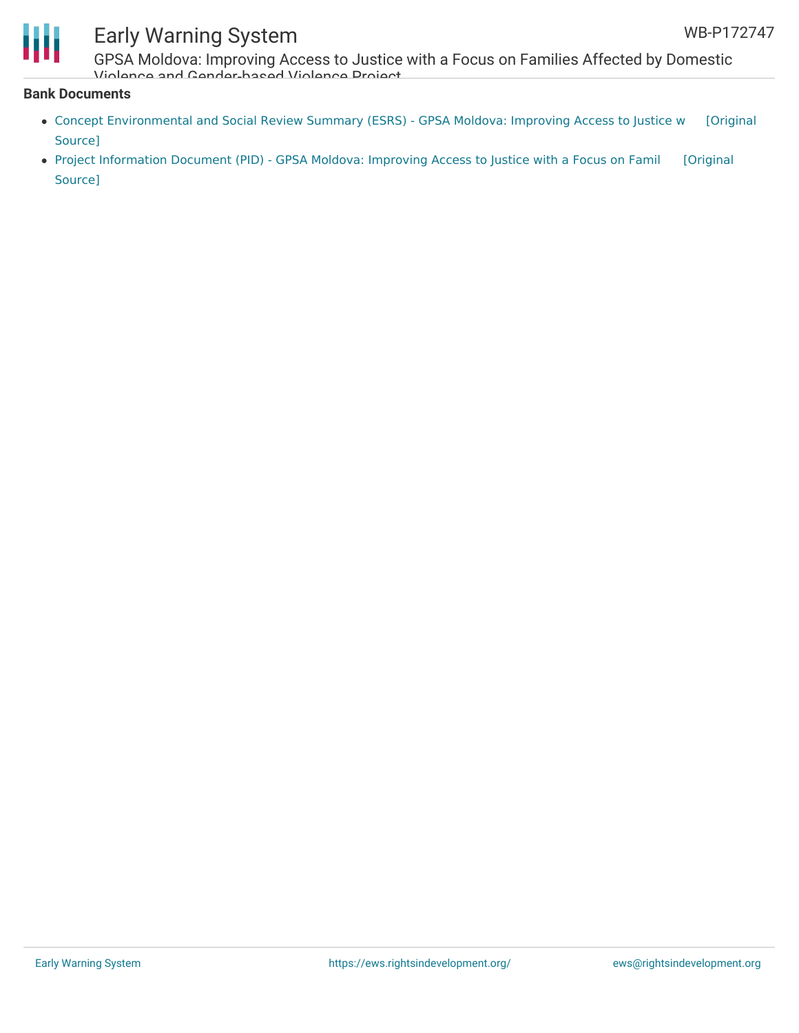**Bank Documents**

- Concept Environmental and Social Review Summary (ESRS) - GPSA Moldova: Improving Access to Justice w [Original Source]
- Project Information Document (PID) - GPSA Moldova: Improving Access to Justice with a Focus on Famil [Original Source]